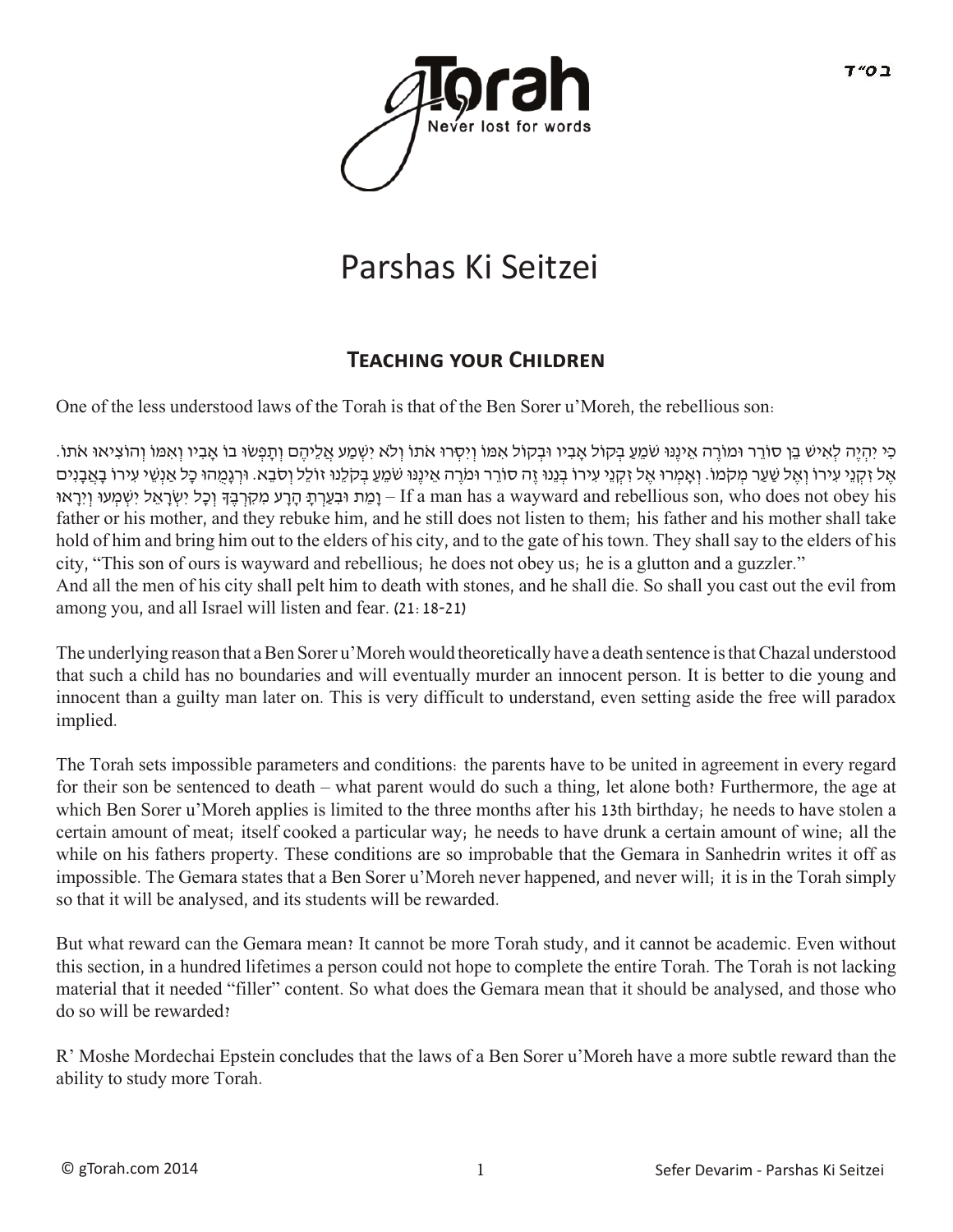# Parshas Ki Seitzei

## Teaching your Children

One of the less understood laws of the Torah is that of the Ben Sorer u'Moreh, the rebellious son:

כִּי יִהְיֶה לְאִישׁ בֵּן סוֹרֵר וּמוֹרֶה אֵינֶנּוּ שֹׁמֵעַ בְּקוֹל אָבִיו וּבְקוֹל אִמּוֹ וְיִסְּרוּ אֹתוֹ וְלֹא יִשְׁמַע אֲלֵיהֶם וְתָפְשׂוּ בוֹ אָבִיו וְאִמּוֹ וְהוֹצִיאוּ אֹתוֹ. אֶל זִקְנֵי עִירוֹ וְאֶל שַׁעַר מְקֹמוֹ. וְאָמְרוּ אֶל זִקְנֵי עִירוֹ בְּנֵנוּ זֶה סוֹרֵר וּמֹרֶה אֵינֶנּוּ שֹׁמֵעַ בְּקֹלֵנוּ זוֹלֵל וְסֹבֵא. וּרְגָמֻהוּ כָּל אַנְשֵׁי עִירוֹ בָאֲבָנִים וָמֵת וּבִעַרְתָּ הָרָע מִקִּרְבֶּךָ וְכָל יִשְׂרָאֵל יִשְׁמְעוּ וְיִרָאוּ – If a man has a wayward and rebellious son, who does not obey his father or his mother, and they rebuke him, and he still does not listen to them; his father and his mother shall take hold of him and bring him out to the elders of his city, and to the gate of his town. They shall say to the elders of his city, "This son of ours is wayward and rebellious; he does not obey us; he is a glutton and a guzzler." And all the men of his city shall pelt him to death with stones, and he shall die. So shall you cast out the evil from among you, and all Israel will listen and fear. (21:18-21)

The underlying reason that a Ben Sorer u'Moreh would theoretically have a death sentence is that Chazal understood that such a child has no boundaries and will eventually murder an innocent person. It is better to die young and innocent than a guilty man later on. This is very difficult to understand, even setting aside the free will paradox implied.

The Torah sets impossible parameters and conditions: the parents have to be united in agreement in every regard for their son be sentenced to death – what parent would do such a thing, let alone both? Furthermore, the age at which Ben Sorer u'Moreh applies is limited to the three months after his 13th birthday; he needs to have stolen a certain amount of meat; itself cooked a particular way; he needs to have drunk a certain amount of wine; all the while on his fathers property. These conditions are so improbable that the Gemara in Sanhedrin writes it off as impossible. The Gemara states that a Ben Sorer u'Moreh never happened, and never will; it is in the Torah simply so that it will be analysed, and its students will be rewarded.

But what reward can the Gemara mean? It cannot be more Torah study, and it cannot be academic. Even without this section, in a hundred lifetimes a person could not hope to complete the entire Torah. The Torah is not lacking material that it needed "filler" content. So what does the Gemara mean that it should be analysed, and those who do so will be rewarded?

R' Moshe Mordechai Epstein concludes that the laws of a Ben Sorer u'Moreh have a more subtle reward than the ability to study more Torah.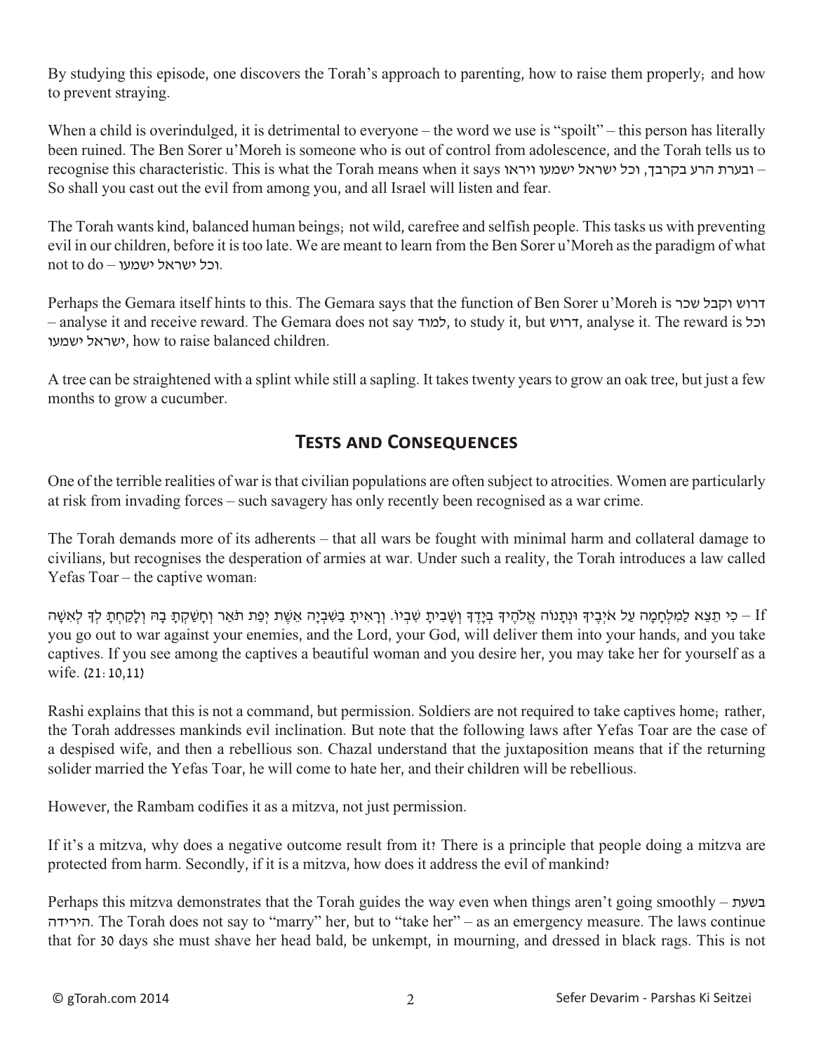By studying this episode, one discovers the Torah's approach to parenting, how to raise them properly; and how to prevent straying.

When a child is overindulged, it is detrimental to everyone – the word we use is "spoilt" – this person has literally been ruined. The Ben Sorer u'Moreh is someone who is out of control from adolescence, and the Torah tells us to recognise this characteristic. This is what the Torah means when it says ובערת הרע בקרבך, וכל ישראל ישמעו ויראו – So shall you cast out the evil from among you, and all Israel will listen and fear.

The Torah wants kind, balanced human beings; not wild, carefree and selfish people. This tasks us with preventing evil in our children, before it is too late. We are meant to learn from the Ben Sorer u'Moreh as the paradigm of what not to do – וכל ישראל ישמעו.

Perhaps the Gemara itself hints to this. The Gemara says that the function of Ben Sorer u'Moreh is דרוש וקבל שכר – analyse it and receive reward. The Gemara does not say למוד, to study it, but דרוש, analyse it. The reward is וכל ישראל ישמעו, how to raise balanced children.

A tree can be straightened with a splint while still a sapling. It takes twenty years to grow an oak tree, but just a few months to grow a cucumber.

## Tests and Consequences

One of the terrible realities of war is that civilian populations are often subject to atrocities. Women are particularly at risk from invading forces – such savagery has only recently been recognised as a war crime.

The Torah demands more of its adherents – that all wars be fought with minimal harm and collateral damage to civilians, but recognises the desperation of armies at war. Under such a reality, the Torah introduces a law called Yefas Toar – the captive woman:

כִּי תֵצֵא לַמִּלְחָמָה עַל אֹיְבֶיךָ וּנְתָנוֹ ה אֱלֹהֶיךָ בְּיָדֶךָ וְשָׁבִיתָ שִׁבְיוֹ. וְרָאִיתָ בַּשִּׁבְיָה אֵשֶׁת יְפַת תֹּאַר וְחָשַׁקְתָּ בָהּ וְלָקַחְתָּ לְךָ לְאִשָּׁה – If you go out to war against your enemies, and the Lord, your God, will deliver them into your hands, and you take captives. If you see among the captives a beautiful woman and you desire her, you may take her for yourself as a wife. (21:10,11)

Rashi explains that this is not a command, but permission. Soldiers are not required to take captives home; rather, the Torah addresses mankinds evil inclination. But note that the following laws after Yefas Toar are the case of a despised wife, and then a rebellious son. Chazal understand that the juxtaposition means that if the returning solider married the Yefas Toar, he will come to hate her, and their children will be rebellious.

However, the Rambam codifies it as a mitzva, not just permission.

If it's a mitzva, why does a negative outcome result from it? There is a principle that people doing a mitzva are protected from harm. Secondly, if it is a mitzva, how does it address the evil of mankind?

Perhaps this mitzva demonstrates that the Torah guides the way even when things aren't going smoothly – בשעת הירידה. The Torah does not say to "marry" her, but to "take her" – as an emergency measure. The laws continue that for 30 days she must shave her head bald, be unkempt, in mourning, and dressed in black rags. This is not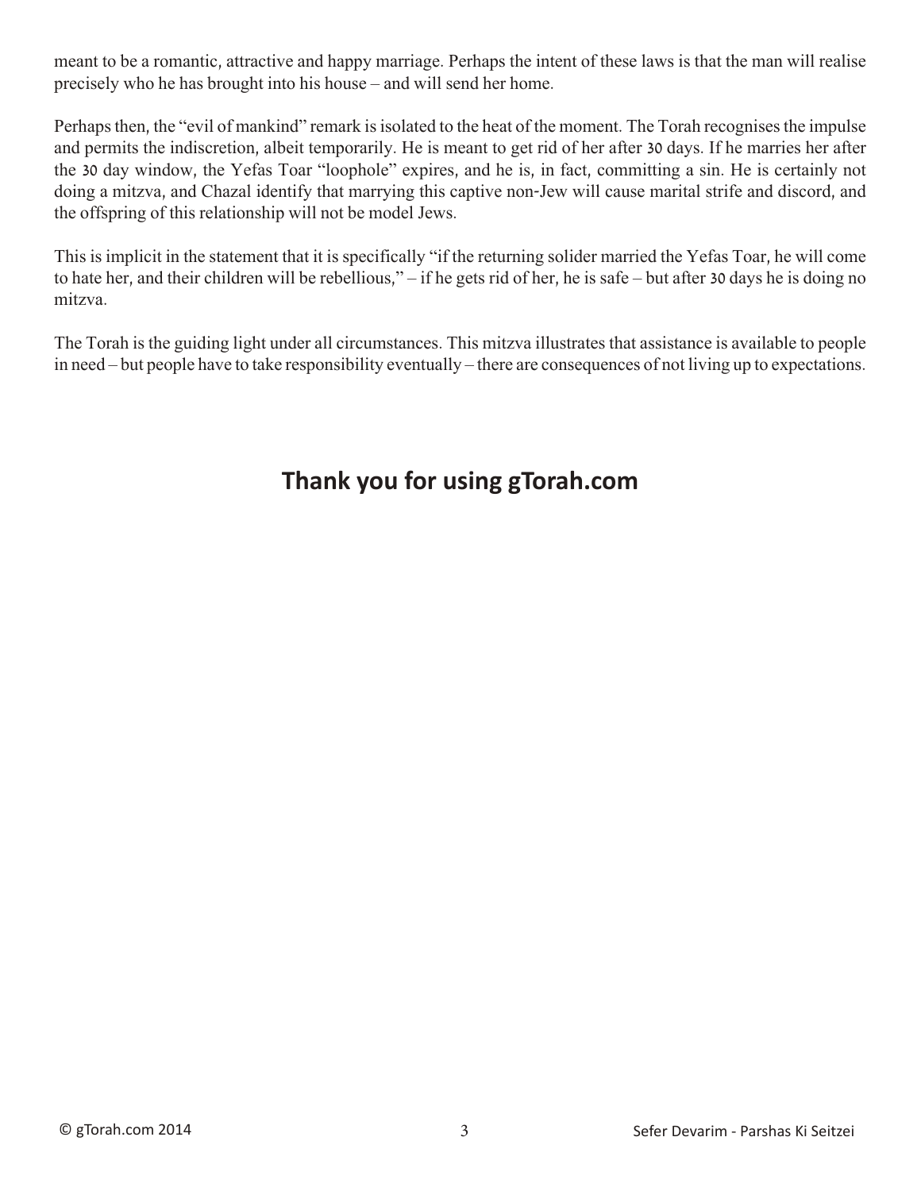meant to be a romantic, attractive and happy marriage. Perhaps the intent of these laws is that the man will realise precisely who he has brought into his house – and will send her home.

Perhaps then, the "evil of mankind" remark is isolated to the heat of the moment. The Torah recognises the impulse and permits the indiscretion, albeit temporarily. He is meant to get rid of her after 30 days. If he marries her after the 30 day window, the Yefas Toar "loophole" expires, and he is, in fact, committing a sin. He is certainly not doing a mitzva, and Chazal identify that marrying this captive non-Jew will cause marital strife and discord, and the offspring of this relationship will not be model Jews.

This is implicit in the statement that it is specifically "if the returning solider married the Yefas Toar, he will come to hate her, and their children will be rebellious," – if he gets rid of her, he is safe – but after 30 days he is doing no mitzva.

The Torah is the guiding light under all circumstances. This mitzva illustrates that assistance is available to people in need – but people have to take responsibility eventually – there are consequences of not living up to expectations.

## Thank you for using gTorah.com